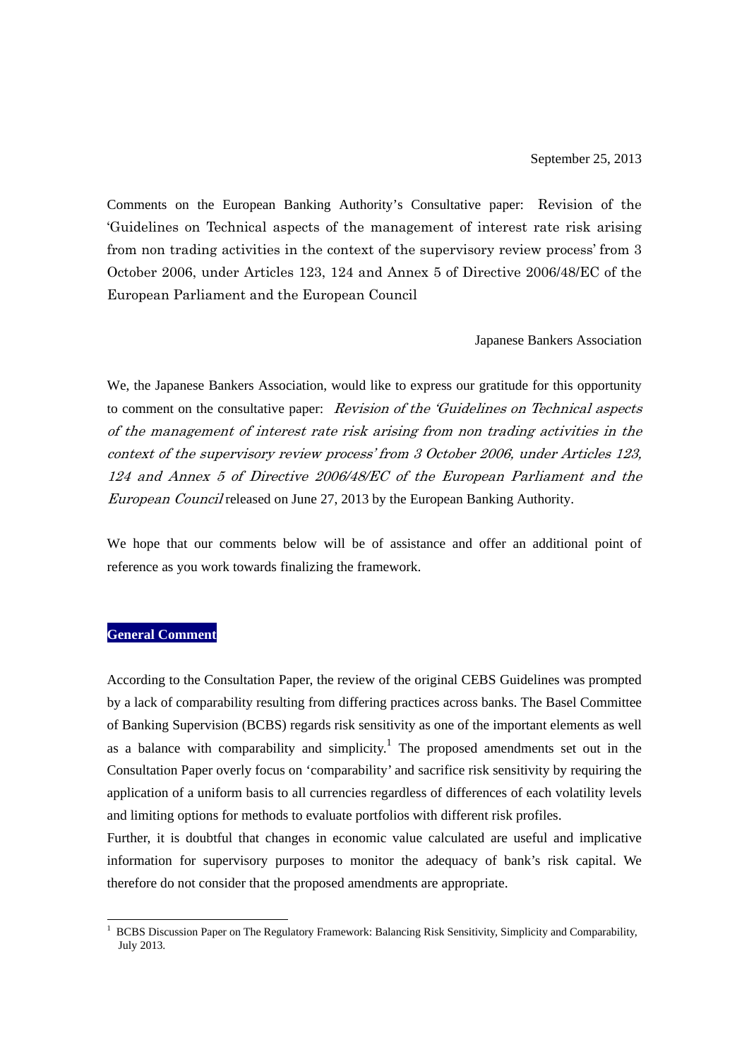September 25, 2013

Comments on the European Banking Authority's Consultative paper: Revision of the 'Guidelines on Technical aspects of the management of interest rate risk arising from non trading activities in the context of the supervisory review process' from 3 October 2006, under Articles 123, 124 and Annex 5 of Directive 2006/48/EC of the European Parliament and the European Council

Japanese Bankers Association

We, the Japanese Bankers Association, would like to express our gratitude for this opportunity to comment on the consultative paper: *Revision of the 'Guidelines on Technical aspects of the management of interest rate risk arising from non trading activities in the context of the supervisory review process' from 3 October 2006, under Articles 123, 124 and Annex 5 of Directive 2006/48/EC of the European Parliament and the European Council* released on June 27, 2013 by the European Banking Authority.

We hope that our comments below will be of assistance and offer an additional point of reference as you work towards finalizing the framework.

## General Comment

According to the Consultation Paper, the review of the original CEBS Guidelines was prompted by a lack of comparability resulting from differing practices across banks. The Basel Committee of Banking Supervision (BCBS) regards risk sensitivity as one of the important elements as well as a balance with comparability and simplicity.[1] The proposed amendments set out in the Consultation Paper overly focus on 'comparability' and sacrifice risk sensitivity by requiring the application of a uniform basis to all currencies regardless of differences of each volatility levels and limiting options for methods to evaluate portfolios with different risk profiles.

Further, it is doubtful that changes in economic value calculated are useful and implicative information for supervisory purposes to monitor the adequacy of bank's risk capital. We therefore do not consider that the proposed amendments are appropriate.

[1] BCBS Discussion Paper on The Regulatory Framework: Balancing Risk Sensitivity, Simplicity and Comparability, July 2013.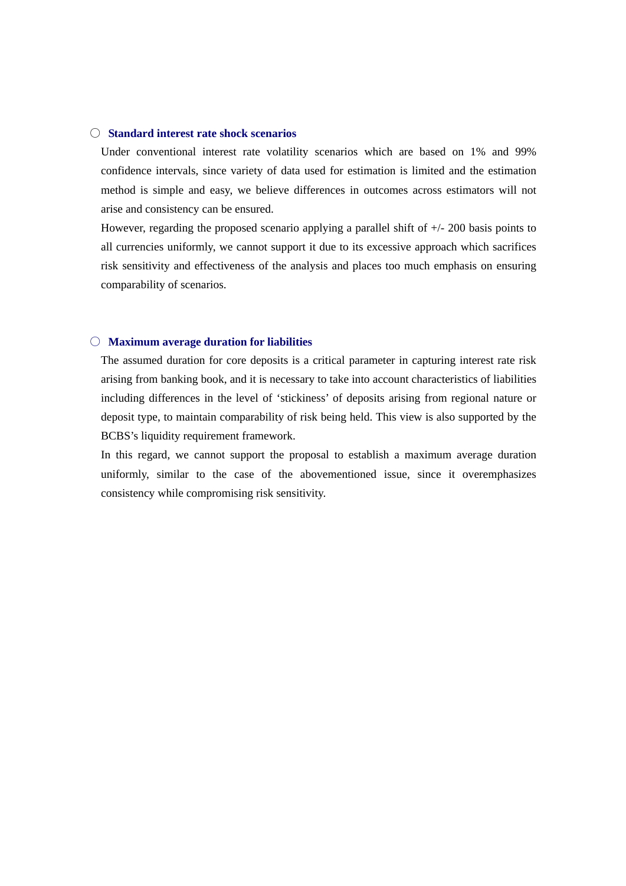○ **Standard interest rate shock scenarios**

Under conventional interest rate volatility scenarios which are based on 1% and 99% confidence intervals, since variety of data used for estimation is limited and the estimation method is simple and easy, we believe differences in outcomes across estimators will not arise and consistency can be ensured.

However, regarding the proposed scenario applying a parallel shift of +/- 200 basis points to all currencies uniformly, we cannot support it due to its excessive approach which sacrifices risk sensitivity and effectiveness of the analysis and places too much emphasis on ensuring comparability of scenarios.

○ **Maximum average duration for liabilities**

The assumed duration for core deposits is a critical parameter in capturing interest rate risk arising from banking book, and it is necessary to take into account characteristics of liabilities including differences in the level of 'stickiness' of deposits arising from regional nature or deposit type, to maintain comparability of risk being held. This view is also supported by the BCBS's liquidity requirement framework.

In this regard, we cannot support the proposal to establish a maximum average duration uniformly, similar to the case of the abovementioned issue, since it overemphasizes consistency while compromising risk sensitivity.